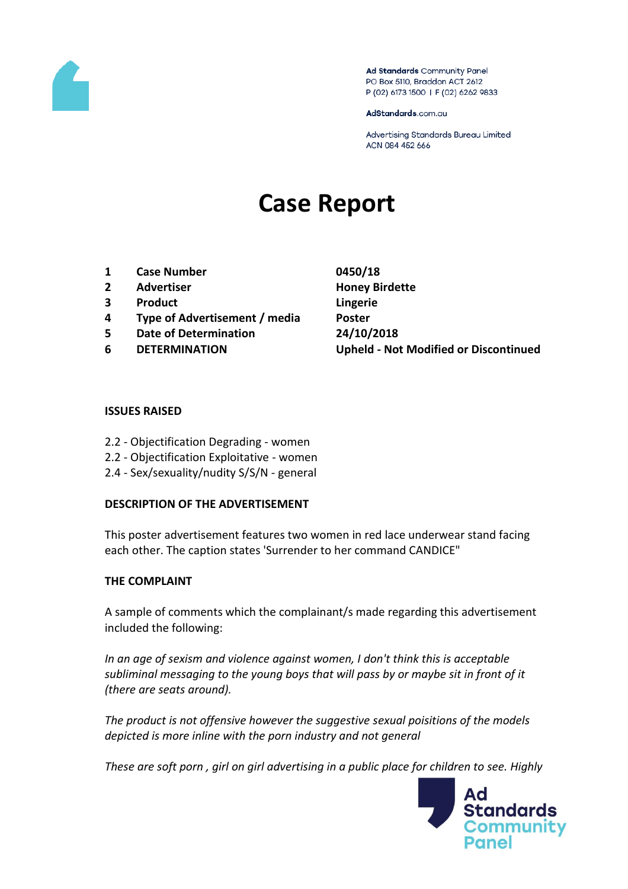Ad Standards Community Panel
PO Box 5110, Braddon ACT 2612
P (02) 6173 1500 | F (02) 6262 9833

AdStandards.com.au

Advertising Standards Bureau Limited
ACN 084 452 666

# Case Report

| | | |
|---|---|---|
| 1 | **Case Number** | **0450/18** |
| 2 | **Advertiser** | **Honey Birdette** |
| 3 | **Product** | **Lingerie** |
| 4 | **Type of Advertisement / media** | **Poster** |
| 5 | **Date of Determination** | **24/10/2018** |
| 6 | **DETERMINATION** | **Upheld - Not Modified or Discontinued** |

### ISSUES RAISED

2.2 - Objectification Degrading - women
2.2 - Objectification Exploitative - women
2.4 - Sex/sexuality/nudity S/S/N - general

### DESCRIPTION OF THE ADVERTISEMENT

This poster advertisement features two women in red lace underwear stand facing each other. The caption states 'Surrender to her command CANDICE"

### THE COMPLAINT

A sample of comments which the complainant/s made regarding this advertisement included the following:

*In an age of sexism and violence against women, I don't think this is acceptable subliminal messaging to the young boys that will pass by or maybe sit in front of it (there are seats around).*

*The product is not offensive however the suggestive sexual poisitions of the models depicted is more inline with the porn industry and not general*

*These are soft porn , girl on girl advertising in a public place for children to see. Highly*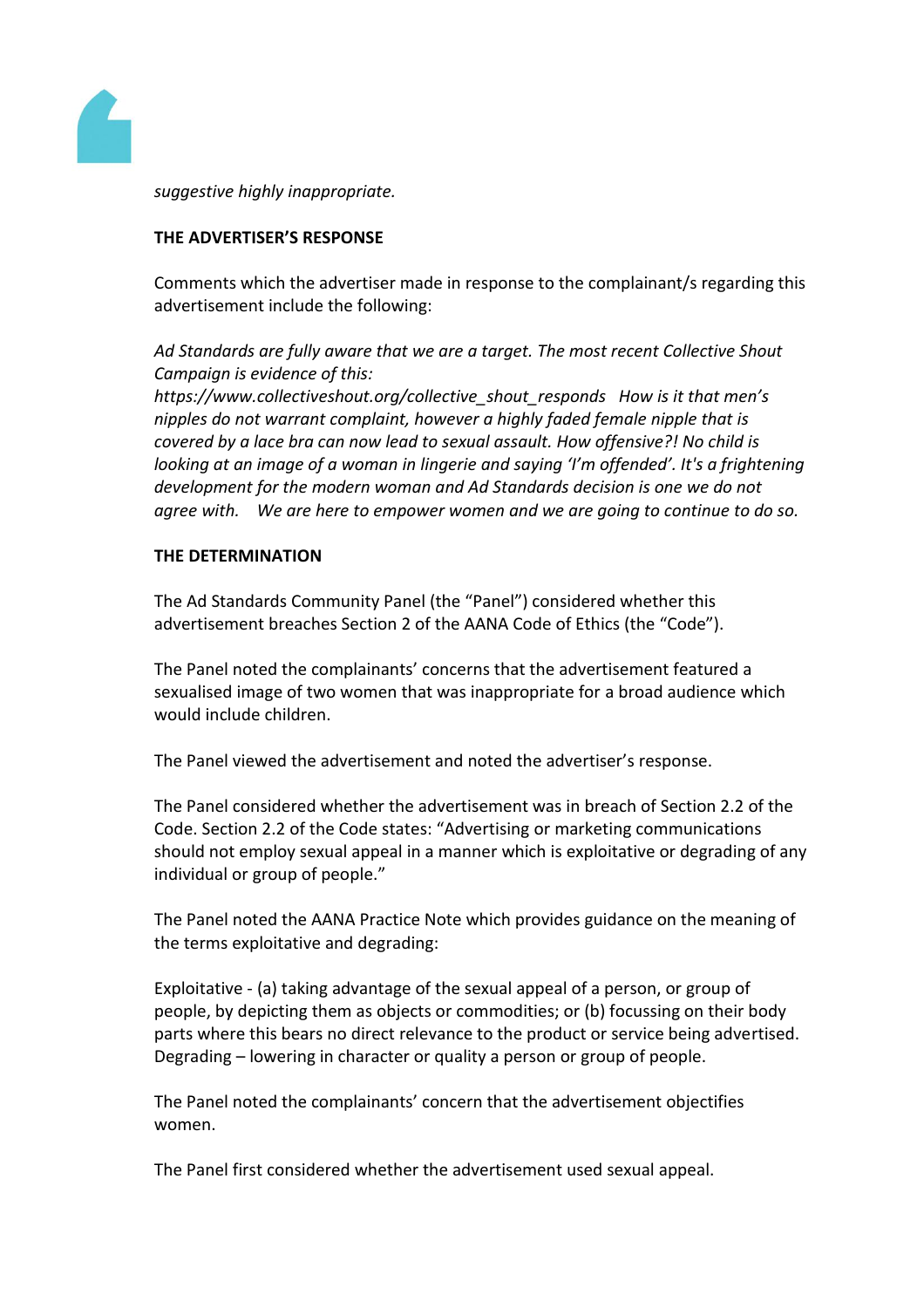*suggestive highly inappropriate.*

**THE ADVERTISER'S RESPONSE**

Comments which the advertiser made in response to the complainant/s regarding this advertisement include the following:

*Ad Standards are fully aware that we are a target. The most recent Collective Shout Campaign is evidence of this: https://www.collectiveshout.org/collective_shout_responds How is it that men's nipples do not warrant complaint, however a highly faded female nipple that is covered by a lace bra can now lead to sexual assault. How offensive?! No child is looking at an image of a woman in lingerie and saying 'I'm offended'. It's a frightening development for the modern woman and Ad Standards decision is one we do not agree with. We are here to empower women and we are going to continue to do so.*

**THE DETERMINATION**

The Ad Standards Community Panel (the "Panel") considered whether this advertisement breaches Section 2 of the AANA Code of Ethics (the "Code").

The Panel noted the complainants' concerns that the advertisement featured a sexualised image of two women that was inappropriate for a broad audience which would include children.

The Panel viewed the advertisement and noted the advertiser's response.

The Panel considered whether the advertisement was in breach of Section 2.2 of the Code. Section 2.2 of the Code states: "Advertising or marketing communications should not employ sexual appeal in a manner which is exploitative or degrading of any individual or group of people."

The Panel noted the AANA Practice Note which provides guidance on the meaning of the terms exploitative and degrading:

Exploitative - (a) taking advantage of the sexual appeal of a person, or group of people, by depicting them as objects or commodities; or (b) focussing on their body parts where this bears no direct relevance to the product or service being advertised. Degrading – lowering in character or quality a person or group of people.

The Panel noted the complainants' concern that the advertisement objectifies women.

The Panel first considered whether the advertisement used sexual appeal.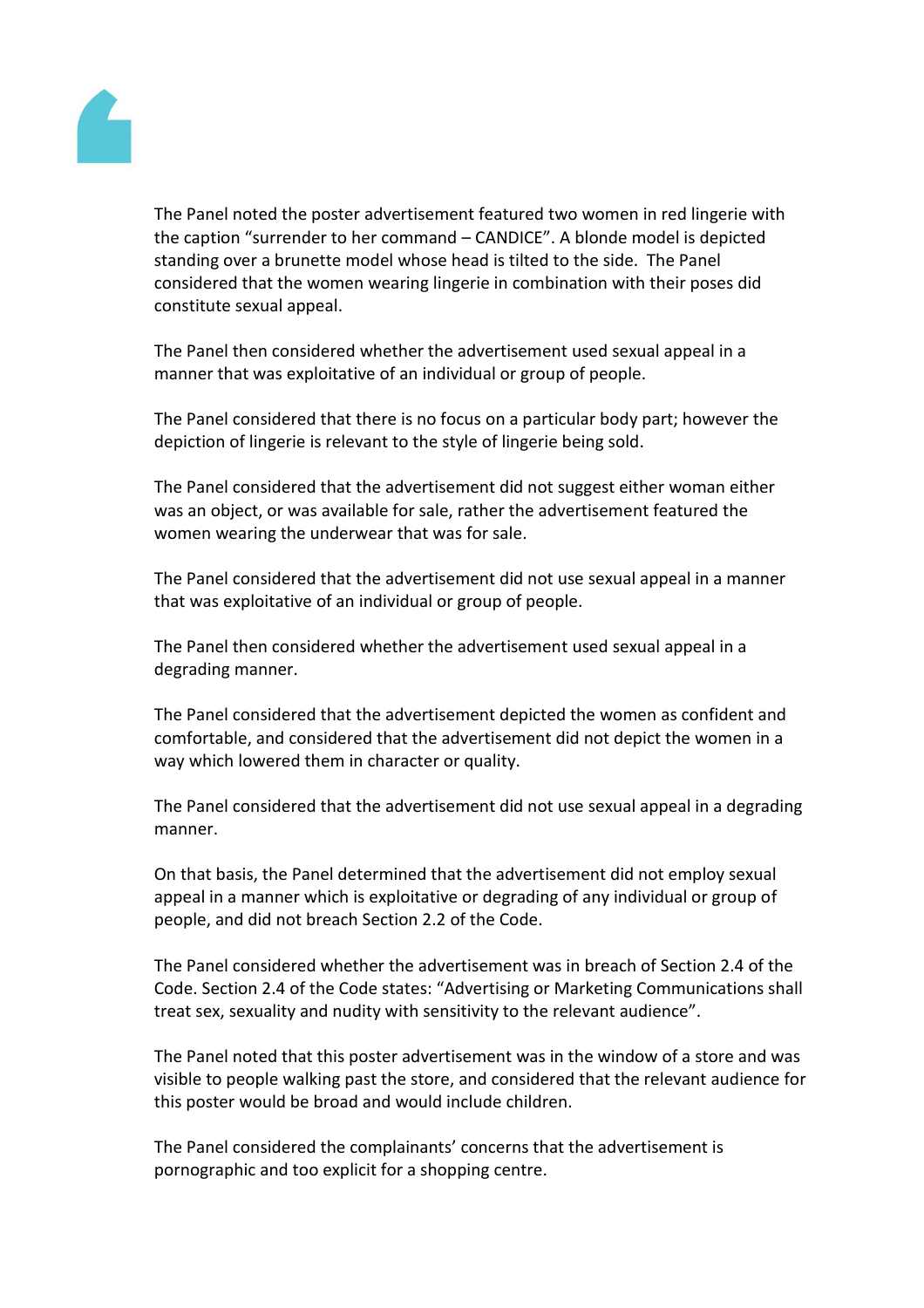The Panel noted the poster advertisement featured two women in red lingerie with the caption “surrender to her command – CANDICE”. A blonde model is depicted standing over a brunette model whose head is tilted to the side. The Panel considered that the women wearing lingerie in combination with their poses did constitute sexual appeal.

The Panel then considered whether the advertisement used sexual appeal in a manner that was exploitative of an individual or group of people.

The Panel considered that there is no focus on a particular body part; however the depiction of lingerie is relevant to the style of lingerie being sold.

The Panel considered that the advertisement did not suggest either woman either was an object, or was available for sale, rather the advertisement featured the women wearing the underwear that was for sale.

The Panel considered that the advertisement did not use sexual appeal in a manner that was exploitative of an individual or group of people.

The Panel then considered whether the advertisement used sexual appeal in a degrading manner.

The Panel considered that the advertisement depicted the women as confident and comfortable, and considered that the advertisement did not depict the women in a way which lowered them in character or quality.

The Panel considered that the advertisement did not use sexual appeal in a degrading manner.

On that basis, the Panel determined that the advertisement did not employ sexual appeal in a manner which is exploitative or degrading of any individual or group of people, and did not breach Section 2.2 of the Code.

The Panel considered whether the advertisement was in breach of Section 2.4 of the Code. Section 2.4 of the Code states: “Advertising or Marketing Communications shall treat sex, sexuality and nudity with sensitivity to the relevant audience”.

The Panel noted that this poster advertisement was in the window of a store and was visible to people walking past the store, and considered that the relevant audience for this poster would be broad and would include children.

The Panel considered the complainants’ concerns that the advertisement is pornographic and too explicit for a shopping centre.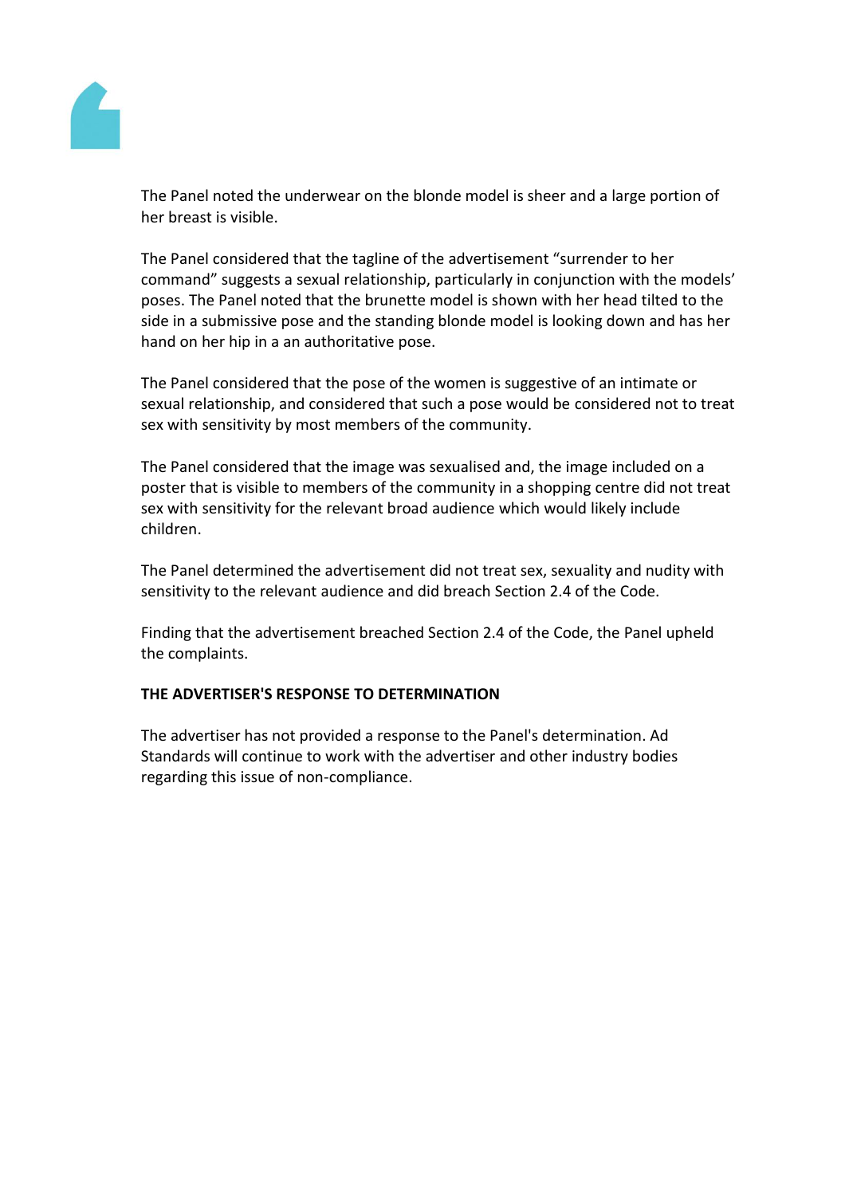The Panel noted the underwear on the blonde model is sheer and a large portion of her breast is visible.

The Panel considered that the tagline of the advertisement "surrender to her command" suggests a sexual relationship, particularly in conjunction with the models' poses. The Panel noted that the brunette model is shown with her head tilted to the side in a submissive pose and the standing blonde model is looking down and has her hand on her hip in a an authoritative pose.

The Panel considered that the pose of the women is suggestive of an intimate or sexual relationship, and considered that such a pose would be considered not to treat sex with sensitivity by most members of the community.

The Panel considered that the image was sexualised and, the image included on a poster that is visible to members of the community in a shopping centre did not treat sex with sensitivity for the relevant broad audience which would likely include children.

The Panel determined the advertisement did not treat sex, sexuality and nudity with sensitivity to the relevant audience and did breach Section 2.4 of the Code.

Finding that the advertisement breached Section 2.4 of the Code, the Panel upheld the complaints.

**THE ADVERTISER'S RESPONSE TO DETERMINATION**

The advertiser has not provided a response to the Panel's determination. Ad Standards will continue to work with the advertiser and other industry bodies regarding this issue of non-compliance.